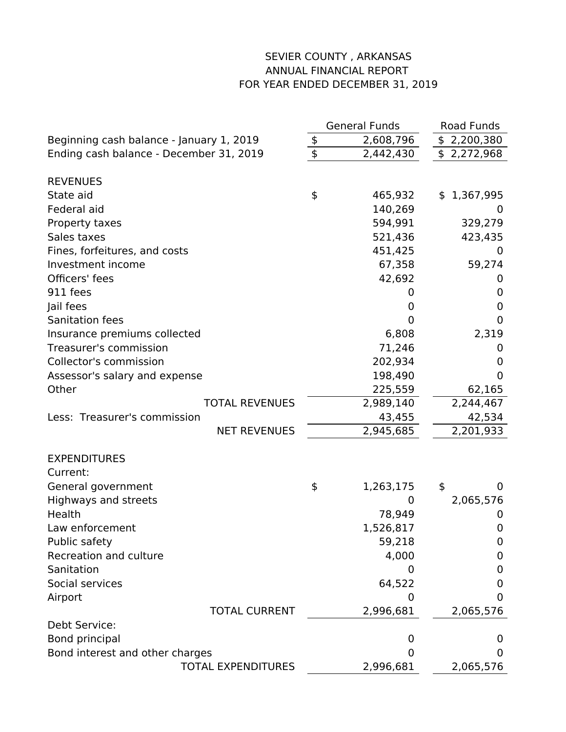# SEVIER COUNTY , ARKANSAS
## ANNUAL FINANCIAL REPORT
## FOR YEAR ENDED DECEMBER 31, 2019

| | General Funds | Road Funds |
|---|---|---|
| Beginning cash balance - January 1, 2019 | $ 2,608,796 | $ 2,200,380 |
| Ending cash balance - December 31, 2019 | $ 2,442,430 | $ 2,272,968 |
| | | |
| REVENUES | | |
| State aid | $ 465,932 | $ 1,367,995 |
| Federal aid | 140,269 | 0 |
| Property taxes | 594,991 | 329,279 |
| Sales taxes | 521,436 | 423,435 |
| Fines, forfeitures, and costs | 451,425 | 0 |
| Investment income | 67,358 | 59,274 |
| Officers' fees | 42,692 | 0 |
| 911 fees | 0 | 0 |
| Jail fees | 0 | 0 |
| Sanitation fees | 0 | 0 |
| Insurance premiums collected | 6,808 | 2,319 |
| Treasurer's commission | 71,246 | 0 |
| Collector's commission | 202,934 | 0 |
| Assessor's salary and expense | 198,490 | 0 |
| Other | 225,559 | 62,165 |
| TOTAL REVENUES | 2,989,140 | 2,244,467 |
| Less: Treasurer's commission | 43,455 | 42,534 |
| NET REVENUES | 2,945,685 | 2,201,933 |
| | | |
| EXPENDITURES | | |
| Current: | | |
| General government | $ 1,263,175 | $ 0 |
| Highways and streets | 0 | 2,065,576 |
| Health | 78,949 | 0 |
| Law enforcement | 1,526,817 | 0 |
| Public safety | 59,218 | 0 |
| Recreation and culture | 4,000 | 0 |
| Sanitation | 0 | 0 |
| Social services | 64,522 | 0 |
| Airport | 0 | 0 |
| TOTAL CURRENT | 2,996,681 | 2,065,576 |
| Debt Service: | | |
| Bond principal | 0 | 0 |
| Bond interest and other charges | 0 | 0 |
| TOTAL EXPENDITURES | 2,996,681 | 2,065,576 |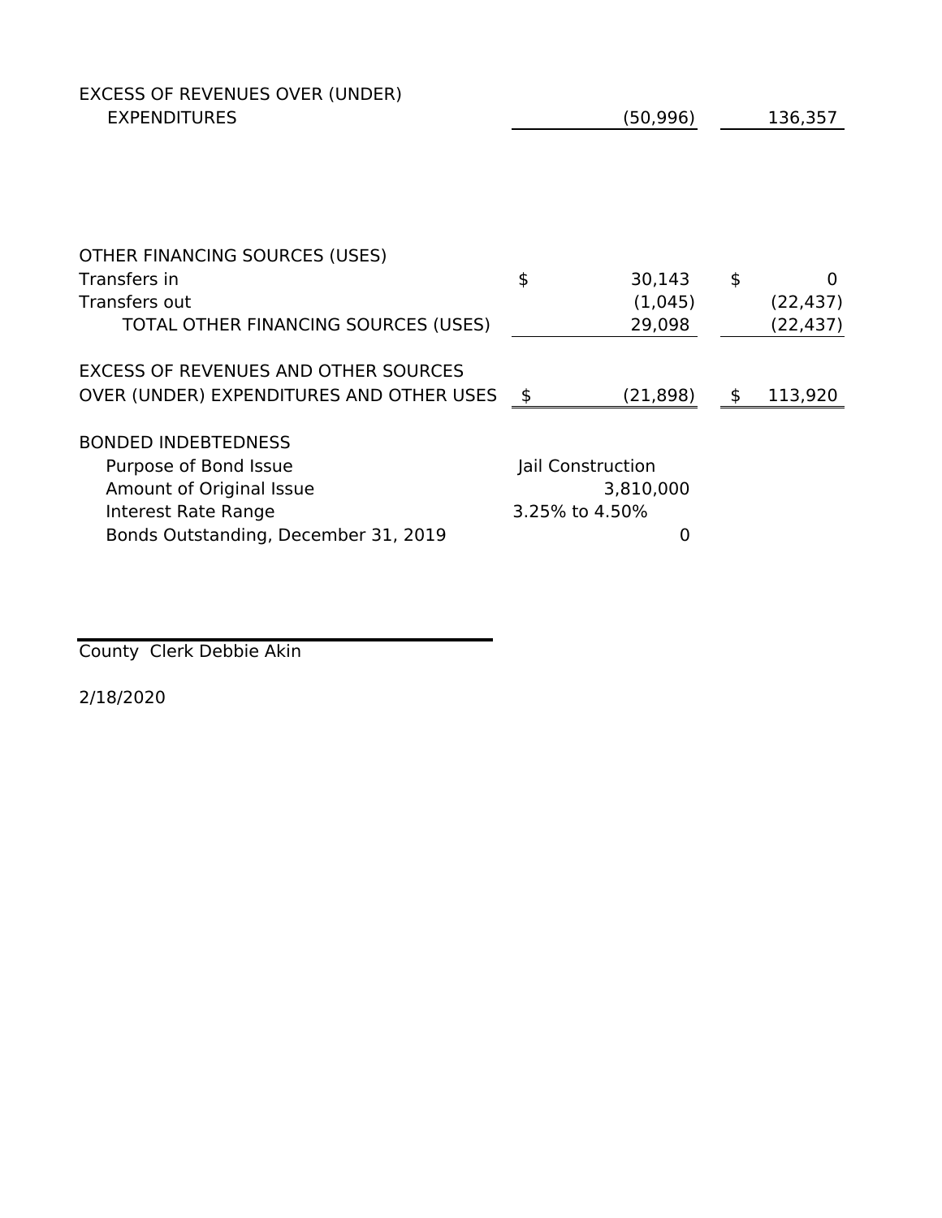| | | |
|---|---|---|
| EXCESS OF REVENUES OVER (UNDER) EXPENDITURES | (50,996) | 136,357 |
| | | |
| OTHER FINANCING SOURCES (USES) | | |
| Transfers in | $ 30,143 | $ 0 |
| Transfers out | (1,045) | (22,437) |
| TOTAL OTHER FINANCING SOURCES (USES) | 29,098 | (22,437) |
| | | |
| EXCESS OF REVENUES AND OTHER SOURCES OVER (UNDER) EXPENDITURES AND OTHER USES | $ (21,898) | $ 113,920 |

BONDED INDEBTEDNESS

| | |
|---|---|
| Purpose of Bond Issue | Jail Construction |
| Amount of Original Issue | 3,810,000 |
| Interest Rate Range | 3.25% to 4.50% |
| Bonds Outstanding, December 31, 2019 | 0 |

County Clerk Debbie Akin

2/18/2020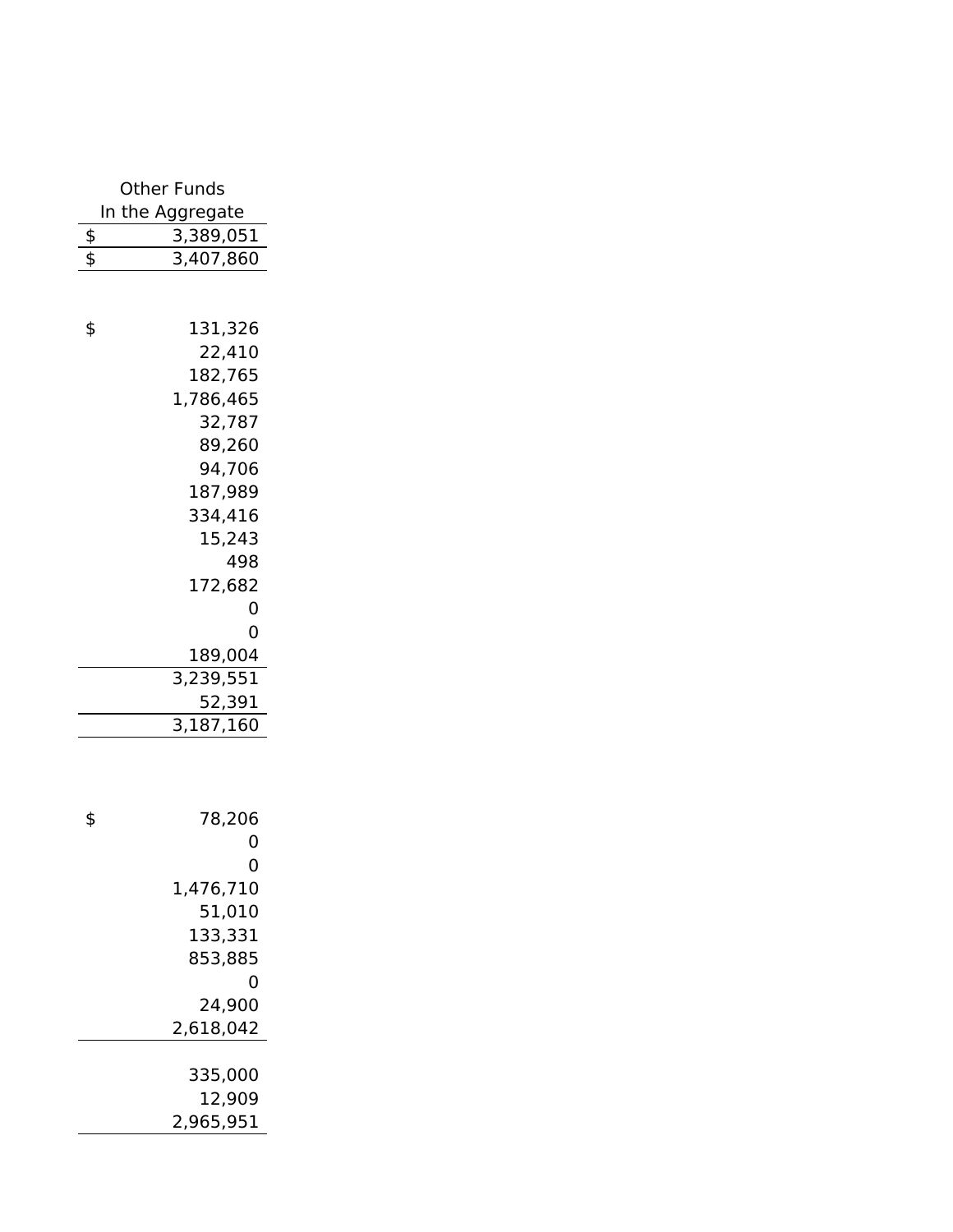| Other Funds In the Aggregate |
|---|
| $ 3,389,051 |
| $ 3,407,860 |
| |
| $ 131,326 |
| 22,410 |
| 182,765 |
| 1,786,465 |
| 32,787 |
| 89,260 |
| 94,706 |
| 187,989 |
| 334,416 |
| 15,243 |
| 498 |
| 172,682 |
| 0 |
| 0 |
| 189,004 |
| 3,239,551 |
| 52,391 |
| 3,187,160 |
| |
| $ 78,206 |
| 0 |
| 0 |
| 1,476,710 |
| 51,010 |
| 133,331 |
| 853,885 |
| 0 |
| 24,900 |
| 2,618,042 |
| |
| 335,000 |
| 12,909 |
| 2,965,951 |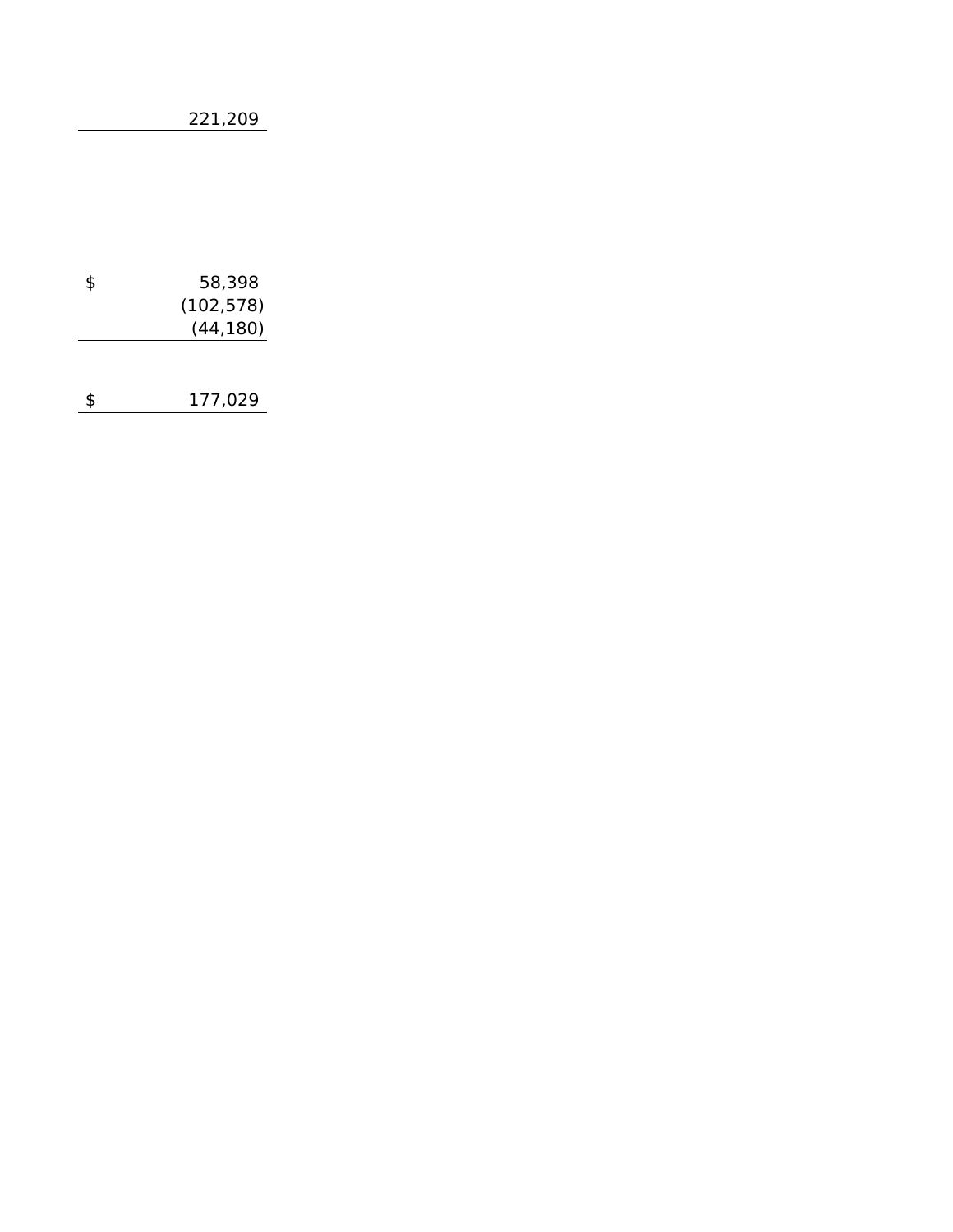| | |
|---|---|
| | 221,209 |
| | |
| $ | 58,398 |
| | (102,578) |
| | (44,180) |
| | |
| $ | 177,029 |